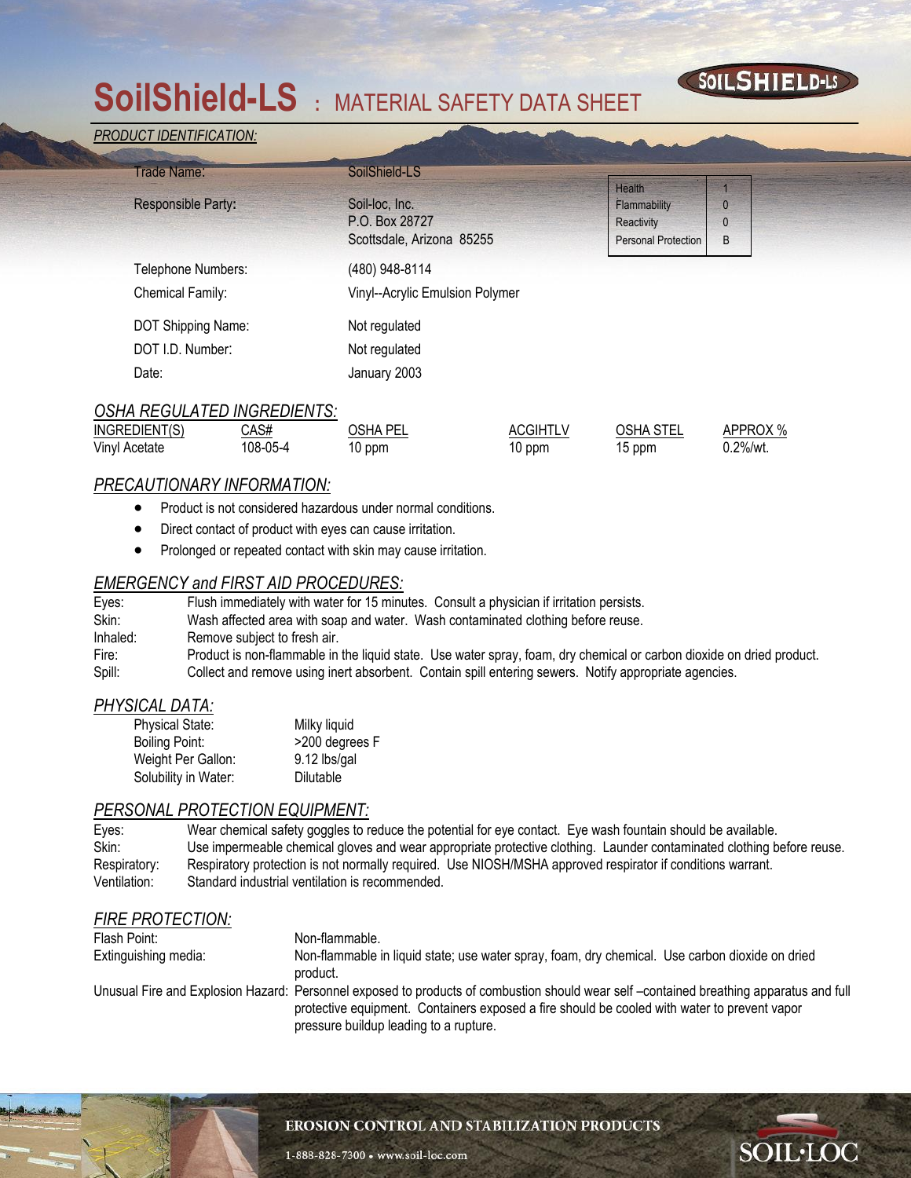# SoilShield-LS : MATERIAL SAFETY DATA SHEET

SOILSHIELD-LS

## PRODUCT IDENTIFICATION:

| | |
|---|---|
| Trade Name: | SoilShield-LS |
| Responsible Party: | Soil-loc, Inc.<br>P.O. Box 28727<br>Scottsdale, Arizona 85255 |
| Telephone Numbers: | (480) 948-8114 |
| Chemical Family: | Vinyl--Acrylic Emulsion Polymer |
| DOT Shipping Name: | Not regulated |
| DOT I.D. Number: | Not regulated |
| Date: | January 2003 |

| | |
|---|---|
| Health | 1 |
| Flammability | 0 |
| Reactivity | 0 |
| Personal Protection | B |

## OSHA REGULATED INGREDIENTS:

| INGREDIENT(S) | CAS# | OSHA PEL | ACGIHTLV | OSHA STEL | APPROX % |
|---|---|---|---|---|---|
| Vinyl Acetate | 108-05-4 | 10 ppm | 10 ppm | 15 ppm | 0.2%/wt. |

## PRECAUTIONARY INFORMATION:

- Product is not considered hazardous under normal conditions.
- Direct contact of product with eyes can cause irritation.
- Prolonged or repeated contact with skin may cause irritation.

## EMERGENCY and FIRST AID PROCEDURES:

| | |
|---|---|
| Eyes: | Flush immediately with water for 15 minutes. Consult a physician if irritation persists. |
| Skin: | Wash affected area with soap and water. Wash contaminated clothing before reuse. |
| Inhaled: | Remove subject to fresh air. |
| Fire: | Product is non-flammable in the liquid state. Use water spray, foam, dry chemical or carbon dioxide on dried product. |
| Spill: | Collect and remove using inert absorbent. Contain spill entering sewers. Notify appropriate agencies. |

## PHYSICAL DATA:

| | |
|---|---|
| Physical State: | Milky liquid |
| Boiling Point: | >200 degrees F |
| Weight Per Gallon: | 9.12 lbs/gal |
| Solubility in Water: | Dilutable |

## PERSONAL PROTECTION EQUIPMENT:

| | |
|---|---|
| Eyes: | Wear chemical safety goggles to reduce the potential for eye contact. Eye wash fountain should be available. |
| Skin: | Use impermeable chemical gloves and wear appropriate protective clothing. Launder contaminated clothing before reuse. |
| Respiratory: | Respiratory protection is not normally required. Use NIOSH/MSHA approved respirator if conditions warrant. |
| Ventilation: | Standard industrial ventilation is recommended. |

## FIRE PROTECTION:

| | |
|---|---|
| Flash Point: | Non-flammable. |
| Extinguishing media: | Non-flammable in liquid state; use water spray, foam, dry chemical. Use carbon dioxide on dried product. |
| Unusual Fire and Explosion Hazard: | Personnel exposed to products of combustion should wear self –contained breathing apparatus and full protective equipment. Containers exposed a fire should be cooled with water to prevent vapor pressure buildup leading to a rupture. |

EROSION CONTROL AND STABILIZATION PRODUCTS

1-888-828-7300 • www.soil-loc.com

SOIL·LOC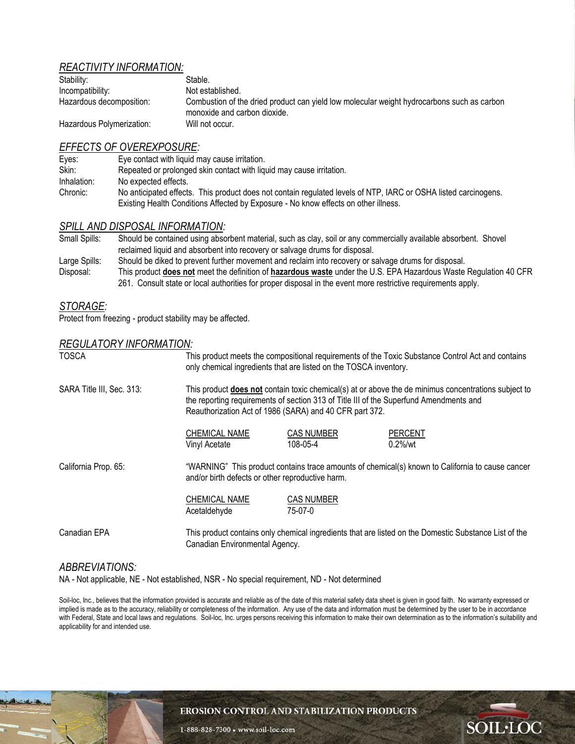## *REACTIVITY INFORMATION:*

| | |
|---|---|
| Stability: | Stable. |
| Incompatibility: | Not established. |
| Hazardous decomposition: | Combustion of the dried product can yield low molecular weight hydrocarbons such as carbon monoxide and carbon dioxide. |
| Hazardous Polymerization: | Will not occur. |

## *EFFECTS OF OVEREXPOSURE:*

| | |
|---|---|
| Eyes: | Eye contact with liquid may cause irritation. |
| Skin: | Repeated or prolonged skin contact with liquid may cause irritation. |
| Inhalation: | No expected effects. |
| Chronic: | No anticipated effects. This product does not contain regulated levels of NTP, IARC or OSHA listed carcinogens. Existing Health Conditions Affected by Exposure - No know effects on other illness. |

## *SPILL AND DISPOSAL INFORMATION:*

| | |
|---|---|
| Small Spills: | Should be contained using absorbent material, such as clay, soil or any commercially available absorbent. Shovel reclaimed liquid and absorbent into recovery or salvage drums for disposal. |
| Large Spills: | Should be diked to prevent further movement and reclaim into recovery or salvage drums for disposal. |
| Disposal: | This product **does not** meet the definition of **hazardous waste** under the U.S. EPA Hazardous Waste Regulation 40 CFR 261. Consult state or local authorities for proper disposal in the event more restrictive requirements apply. |

## *STORAGE:*

Protect from freezing - product stability may be affected.

## *REGULATORY INFORMATION:*

**TOSCA**

This product meets the compositional requirements of the Toxic Substance Control Act and contains only chemical ingredients that are listed on the TOSCA inventory.

**SARA Title III, Sec. 313:**

This product **does not** contain toxic chemical(s) at or above the de minimus concentrations subject to the reporting requirements of section 313 of Title III of the Superfund Amendments and Reauthorization Act of 1986 (SARA) and 40 CFR part 372.

| CHEMICAL NAME | CAS NUMBER | PERCENT |
|---|---|---|
| Vinyl Acetate | 108-05-4 | 0.2%/wt |

**California Prop. 65:**

“WARNING” This product contains trace amounts of chemical(s) known to California to cause cancer and/or birth defects or other reproductive harm.

| CHEMICAL NAME | CAS NUMBER |
|---|---|
| Acetaldehyde | 75-07-0 |

**Canadian EPA**

This product contains only chemical ingredients that are listed on the Domestic Substance List of the Canadian Environmental Agency.

## *ABBREVIATIONS:*

NA - Not applicable, NE - Not established, NSR - No special requirement, ND - Not determined

Soil-loc, Inc., believes that the information provided is accurate and reliable as of the date of this material safety data sheet is given in good faith. No warranty expressed or implied is made as to the accuracy, reliability or completeness of the information. Any use of the data and information must be determined by the user to be in accordance with Federal, State and local laws and regulations. Soil-loc, Inc. urges persons receiving this information to make their own determination as to the information's suitability and applicability for and intended use.

EROSION CONTROL AND STABILIZATION PRODUCTS

1-888-828-7300 • www.soil-loc.com

SOIL·LOC